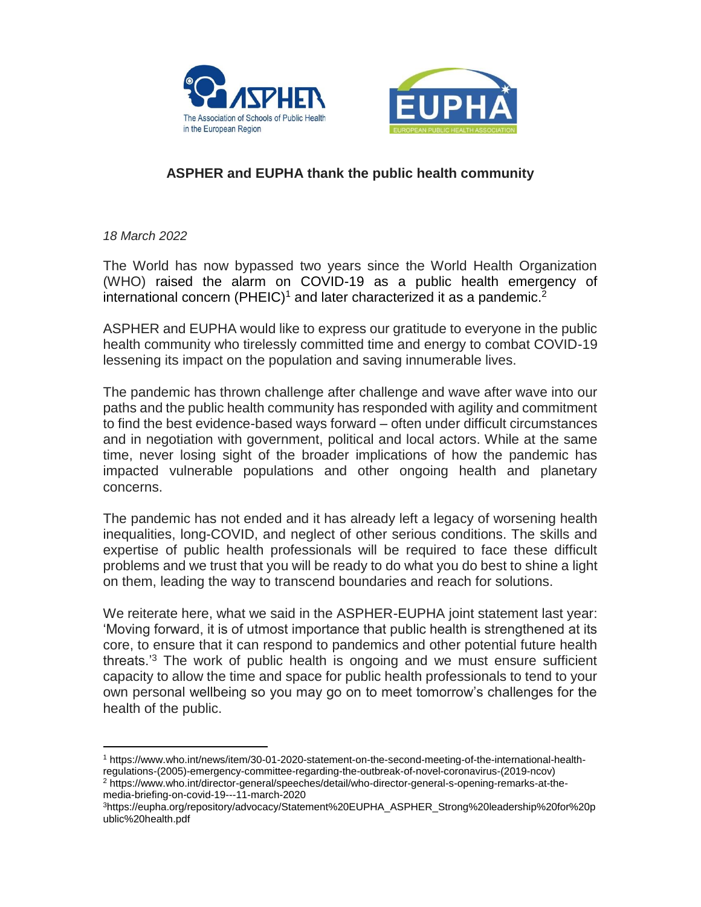## ASPHER and EUPHA thank the public health community

*18 March 2022*

The World has now bypassed two years since the World Health Organization (WHO) raised the alarm on COVID-19 as a public health emergency of international concern (PHEIC)[1] and later characterized it as a pandemic.[2]

ASPHER and EUPHA would like to express our gratitude to everyone in the public health community who tirelessly committed time and energy to combat COVID-19 lessening its impact on the population and saving innumerable lives.

The pandemic has thrown challenge after challenge and wave after wave into our paths and the public health community has responded with agility and commitment to find the best evidence-based ways forward – often under difficult circumstances and in negotiation with government, political and local actors. While at the same time, never losing sight of the broader implications of how the pandemic has impacted vulnerable populations and other ongoing health and planetary concerns.

The pandemic has not ended and it has already left a legacy of worsening health inequalities, long-COVID, and neglect of other serious conditions. The skills and expertise of public health professionals will be required to face these difficult problems and we trust that you will be ready to do what you do best to shine a light on them, leading the way to transcend boundaries and reach for solutions.

We reiterate here, what we said in the ASPHER-EUPHA joint statement last year: 'Moving forward, it is of utmost importance that public health is strengthened at its core, to ensure that it can respond to pandemics and other potential future health threats.'[3] The work of public health is ongoing and we must ensure sufficient capacity to allow the time and space for public health professionals to tend to your own personal wellbeing so you may go on to meet tomorrow's challenges for the health of the public.

---

[1] https://www.who.int/news/item/30-01-2020-statement-on-the-second-meeting-of-the-international-health-regulations-(2005)-emergency-committee-regarding-the-outbreak-of-novel-coronavirus-(2019-ncov)

[2] https://www.who.int/director-general/speeches/detail/who-director-general-s-opening-remarks-at-the-media-briefing-on-covid-19---11-march-2020

[3] https://eupha.org/repository/advocacy/Statement%20EUPHA_ASPHER_Strong%20leadership%20for%20public%20health.pdf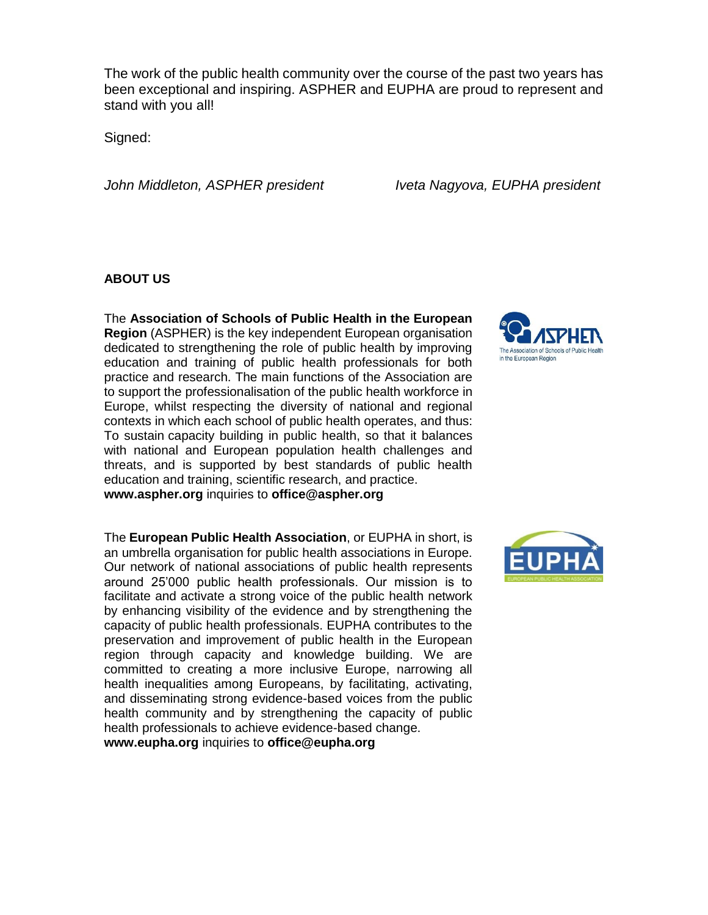The work of the public health community over the course of the past two years has been exceptional and inspiring. ASPHER and EUPHA are proud to represent and stand with you all!

Signed:

*John Middleton, ASPHER president* *Iveta Nagyova, EUPHA president*

**ABOUT US**

The **Association of Schools of Public Health in the European Region** (ASPHER) is the key independent European organisation dedicated to strengthening the role of public health by improving education and training of public health professionals for both practice and research. The main functions of the Association are to support the professionalisation of the public health workforce in Europe, whilst respecting the diversity of national and regional contexts in which each school of public health operates, and thus: To sustain capacity building in public health, so that it balances with national and European population health challenges and threats, and is supported by best standards of public health education and training, scientific research, and practice.
**www.aspher.org** inquiries to **office@aspher.org**

The **European Public Health Association**, or EUPHA in short, is an umbrella organisation for public health associations in Europe. Our network of national associations of public health represents around 25'000 public health professionals. Our mission is to facilitate and activate a strong voice of the public health network by enhancing visibility of the evidence and by strengthening the capacity of public health professionals. EUPHA contributes to the preservation and improvement of public health in the European region through capacity and knowledge building. We are committed to creating a more inclusive Europe, narrowing all health inequalities among Europeans, by facilitating, activating, and disseminating strong evidence-based voices from the public health community and by strengthening the capacity of public health professionals to achieve evidence-based change.
**www.eupha.org** inquiries to **office@eupha.org**